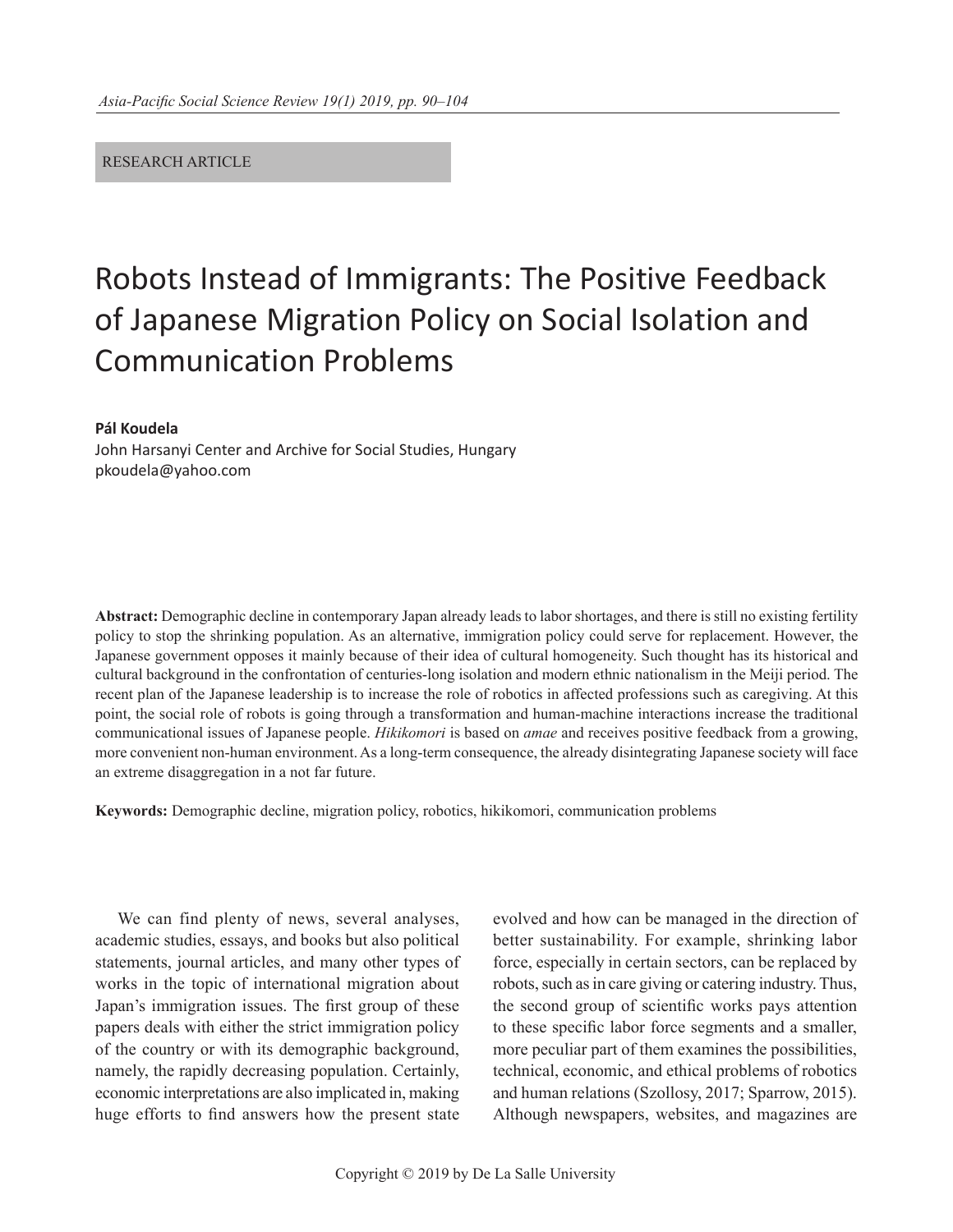RESEARCH ARTICLE

# Robots Instead of Immigrants: The Positive Feedback of Japanese Migration Policy on Social Isolation and Communication Problems

**Pál Koudela**
John Harsanyi Center and Archive for Social Studies, Hungary
pkoudela@yahoo.com

**Abstract:** Demographic decline in contemporary Japan already leads to labor shortages, and there is still no existing fertility policy to stop the shrinking population. As an alternative, immigration policy could serve for replacement. However, the Japanese government opposes it mainly because of their idea of cultural homogeneity. Such thought has its historical and cultural background in the confrontation of centuries-long isolation and modern ethnic nationalism in the Meiji period. The recent plan of the Japanese leadership is to increase the role of robotics in affected professions such as caregiving. At this point, the social role of robots is going through a transformation and human-machine interactions increase the traditional communicational issues of Japanese people. *Hikikomori* is based on *amae* and receives positive feedback from a growing, more convenient non-human environment. As a long-term consequence, the already disintegrating Japanese society will face an extreme disaggregation in a not far future.

**Keywords:** Demographic decline, migration policy, robotics, hikikomori, communication problems

We can find plenty of news, several analyses, academic studies, essays, and books but also political statements, journal articles, and many other types of works in the topic of international migration about Japan's immigration issues. The first group of these papers deals with either the strict immigration policy of the country or with its demographic background, namely, the rapidly decreasing population. Certainly, economic interpretations are also implicated in, making huge efforts to find answers how the present state evolved and how can be managed in the direction of better sustainability. For example, shrinking labor force, especially in certain sectors, can be replaced by robots, such as in care giving or catering industry. Thus, the second group of scientific works pays attention to these specific labor force segments and a smaller, more peculiar part of them examines the possibilities, technical, economic, and ethical problems of robotics and human relations (Szollosy, 2017; Sparrow, 2015). Although newspapers, websites, and magazines are

Copyright © 2019 by De La Salle University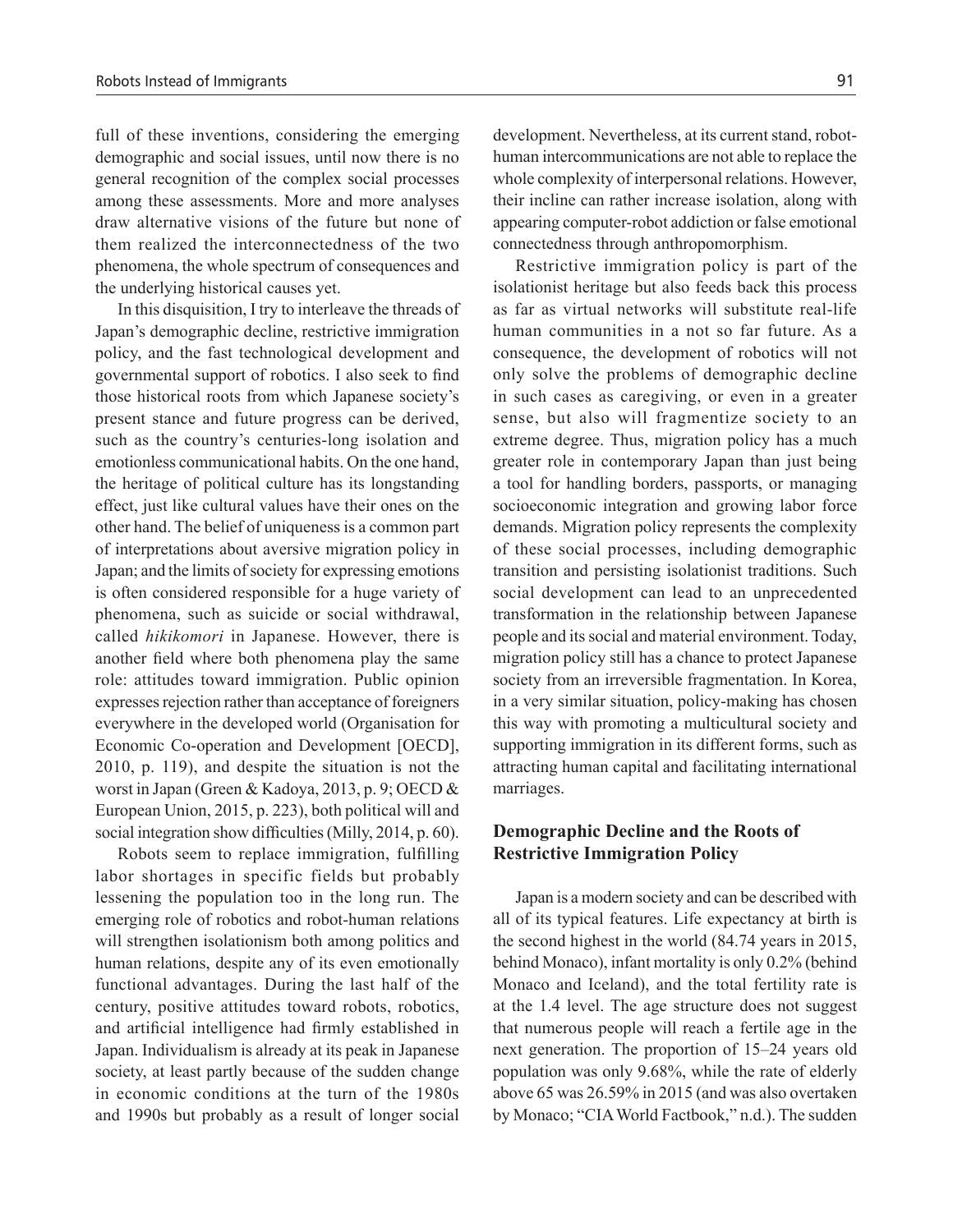full of these inventions, considering the emerging demographic and social issues, until now there is no general recognition of the complex social processes among these assessments. More and more analyses draw alternative visions of the future but none of them realized the interconnectedness of the two phenomena, the whole spectrum of consequences and the underlying historical causes yet.

In this disquisition, I try to interleave the threads of Japan's demographic decline, restrictive immigration policy, and the fast technological development and governmental support of robotics. I also seek to find those historical roots from which Japanese society's present stance and future progress can be derived, such as the country's centuries-long isolation and emotionless communicational habits. On the one hand, the heritage of political culture has its longstanding effect, just like cultural values have their ones on the other hand. The belief of uniqueness is a common part of interpretations about aversive migration policy in Japan; and the limits of society for expressing emotions is often considered responsible for a huge variety of phenomena, such as suicide or social withdrawal, called *hikikomori* in Japanese. However, there is another field where both phenomena play the same role: attitudes toward immigration. Public opinion expresses rejection rather than acceptance of foreigners everywhere in the developed world (Organisation for Economic Co-operation and Development [OECD], 2010, p. 119), and despite the situation is not the worst in Japan (Green & Kadoya, 2013, p. 9; OECD & European Union, 2015, p. 223), both political will and social integration show difficulties (Milly, 2014, p. 60).

Robots seem to replace immigration, fulfilling labor shortages in specific fields but probably lessening the population too in the long run. The emerging role of robotics and robot-human relations will strengthen isolationism both among politics and human relations, despite any of its even emotionally functional advantages. During the last half of the century, positive attitudes toward robots, robotics, and artificial intelligence had firmly established in Japan. Individualism is already at its peak in Japanese society, at least partly because of the sudden change in economic conditions at the turn of the 1980s and 1990s but probably as a result of longer social development. Nevertheless, at its current stand, robot-human intercommunications are not able to replace the whole complexity of interpersonal relations. However, their incline can rather increase isolation, along with appearing computer-robot addiction or false emotional connectedness through anthropomorphism.

Restrictive immigration policy is part of the isolationist heritage but also feeds back this process as far as virtual networks will substitute real-life human communities in a not so far future. As a consequence, the development of robotics will not only solve the problems of demographic decline in such cases as caregiving, or even in a greater sense, but also will fragmentize society to an extreme degree. Thus, migration policy has a much greater role in contemporary Japan than just being a tool for handling borders, passports, or managing socioeconomic integration and growing labor force demands. Migration policy represents the complexity of these social processes, including demographic transition and persisting isolationist traditions. Such social development can lead to an unprecedented transformation in the relationship between Japanese people and its social and material environment. Today, migration policy still has a chance to protect Japanese society from an irreversible fragmentation. In Korea, in a very similar situation, policy-making has chosen this way with promoting a multicultural society and supporting immigration in its different forms, such as attracting human capital and facilitating international marriages.

## Demographic Decline and the Roots of Restrictive Immigration Policy

Japan is a modern society and can be described with all of its typical features. Life expectancy at birth is the second highest in the world (84.74 years in 2015, behind Monaco), infant mortality is only 0.2% (behind Monaco and Iceland), and the total fertility rate is at the 1.4 level. The age structure does not suggest that numerous people will reach a fertile age in the next generation. The proportion of 15–24 years old population was only 9.68%, while the rate of elderly above 65 was 26.59% in 2015 (and was also overtaken by Monaco; "CIA World Factbook," n.d.). The sudden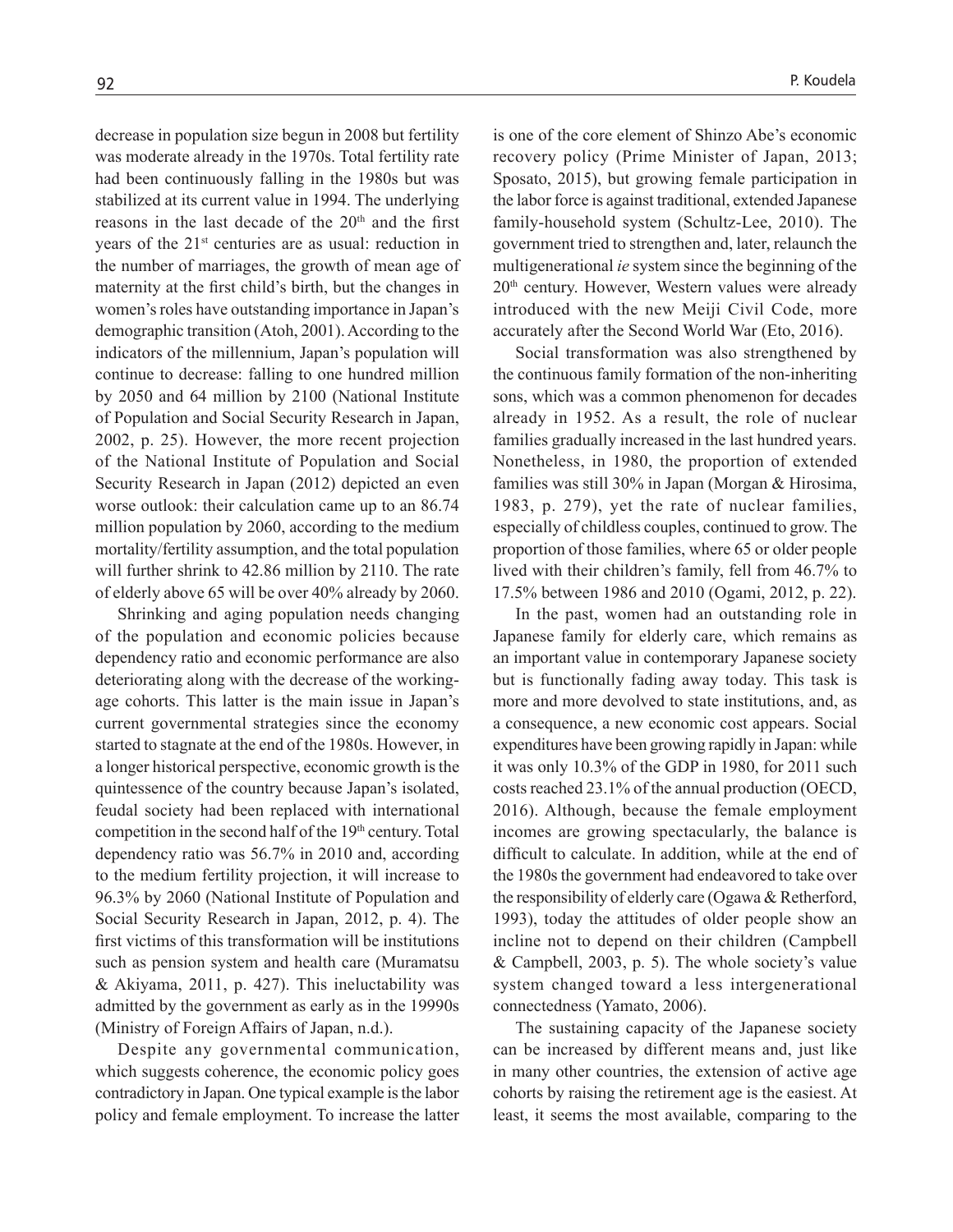decrease in population size begun in 2008 but fertility was moderate already in the 1970s. Total fertility rate had been continuously falling in the 1980s but was stabilized at its current value in 1994. The underlying reasons in the last decade of the 20th and the first years of the 21st centuries are as usual: reduction in the number of marriages, the growth of mean age of maternity at the first child's birth, but the changes in women's roles have outstanding importance in Japan's demographic transition (Atoh, 2001). According to the indicators of the millennium, Japan's population will continue to decrease: falling to one hundred million by 2050 and 64 million by 2100 (National Institute of Population and Social Security Research in Japan, 2002, p. 25). However, the more recent projection of the National Institute of Population and Social Security Research in Japan (2012) depicted an even worse outlook: their calculation came up to an 86.74 million population by 2060, according to the medium mortality/fertility assumption, and the total population will further shrink to 42.86 million by 2110. The rate of elderly above 65 will be over 40% already by 2060.

Shrinking and aging population needs changing of the population and economic policies because dependency ratio and economic performance are also deteriorating along with the decrease of the working-age cohorts. This latter is the main issue in Japan's current governmental strategies since the economy started to stagnate at the end of the 1980s. However, in a longer historical perspective, economic growth is the quintessence of the country because Japan's isolated, feudal society had been replaced with international competition in the second half of the 19th century. Total dependency ratio was 56.7% in 2010 and, according to the medium fertility projection, it will increase to 96.3% by 2060 (National Institute of Population and Social Security Research in Japan, 2012, p. 4). The first victims of this transformation will be institutions such as pension system and health care (Muramatsu & Akiyama, 2011, p. 427). This ineluctability was admitted by the government as early as in the 19990s (Ministry of Foreign Affairs of Japan, n.d.).

Despite any governmental communication, which suggests coherence, the economic policy goes contradictory in Japan. One typical example is the labor policy and female employment. To increase the latter is one of the core element of Shinzo Abe's economic recovery policy (Prime Minister of Japan, 2013; Sposato, 2015), but growing female participation in the labor force is against traditional, extended Japanese family-household system (Schultz-Lee, 2010). The government tried to strengthen and, later, relaunch the multigenerational *ie* system since the beginning of the 20th century. However, Western values were already introduced with the new Meiji Civil Code, more accurately after the Second World War (Eto, 2016).

Social transformation was also strengthened by the continuous family formation of the non-inheriting sons, which was a common phenomenon for decades already in 1952. As a result, the role of nuclear families gradually increased in the last hundred years. Nonetheless, in 1980, the proportion of extended families was still 30% in Japan (Morgan & Hirosima, 1983, p. 279), yet the rate of nuclear families, especially of childless couples, continued to grow. The proportion of those families, where 65 or older people lived with their children's family, fell from 46.7% to 17.5% between 1986 and 2010 (Ogami, 2012, p. 22).

In the past, women had an outstanding role in Japanese family for elderly care, which remains as an important value in contemporary Japanese society but is functionally fading away today. This task is more and more devolved to state institutions, and, as a consequence, a new economic cost appears. Social expenditures have been growing rapidly in Japan: while it was only 10.3% of the GDP in 1980, for 2011 such costs reached 23.1% of the annual production (OECD, 2016). Although, because the female employment incomes are growing spectacularly, the balance is difficult to calculate. In addition, while at the end of the 1980s the government had endeavored to take over the responsibility of elderly care (Ogawa & Retherford, 1993), today the attitudes of older people show an incline not to depend on their children (Campbell & Campbell, 2003, p. 5). The whole society's value system changed toward a less intergenerational connectedness (Yamato, 2006).

The sustaining capacity of the Japanese society can be increased by different means and, just like in many other countries, the extension of active age cohorts by raising the retirement age is the easiest. At least, it seems the most available, comparing to the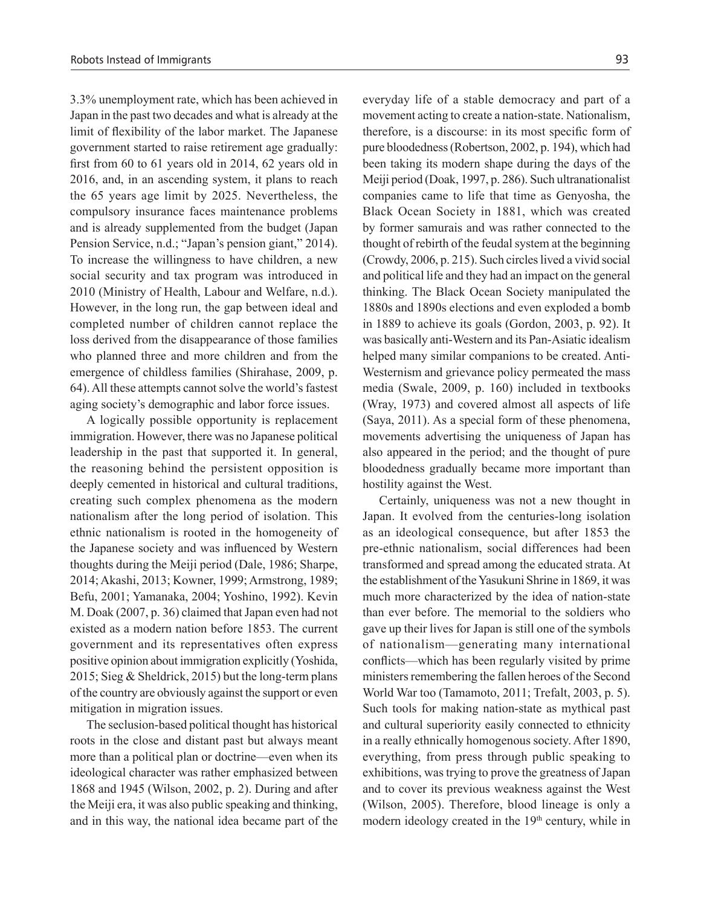3.3% unemployment rate, which has been achieved in Japan in the past two decades and what is already at the limit of flexibility of the labor market. The Japanese government started to raise retirement age gradually: first from 60 to 61 years old in 2014, 62 years old in 2016, and, in an ascending system, it plans to reach the 65 years age limit by 2025. Nevertheless, the compulsory insurance faces maintenance problems and is already supplemented from the budget (Japan Pension Service, n.d.; "Japan's pension giant," 2014). To increase the willingness to have children, a new social security and tax program was introduced in 2010 (Ministry of Health, Labour and Welfare, n.d.). However, in the long run, the gap between ideal and completed number of children cannot replace the loss derived from the disappearance of those families who planned three and more children and from the emergence of childless families (Shirahase, 2009, p. 64). All these attempts cannot solve the world's fastest aging society's demographic and labor force issues.

A logically possible opportunity is replacement immigration. However, there was no Japanese political leadership in the past that supported it. In general, the reasoning behind the persistent opposition is deeply cemented in historical and cultural traditions, creating such complex phenomena as the modern nationalism after the long period of isolation. This ethnic nationalism is rooted in the homogeneity of the Japanese society and was influenced by Western thoughts during the Meiji period (Dale, 1986; Sharpe, 2014; Akashi, 2013; Kowner, 1999; Armstrong, 1989; Befu, 2001; Yamanaka, 2004; Yoshino, 1992). Kevin M. Doak (2007, p. 36) claimed that Japan even had not existed as a modern nation before 1853. The current government and its representatives often express positive opinion about immigration explicitly (Yoshida, 2015; Sieg & Sheldrick, 2015) but the long-term plans of the country are obviously against the support or even mitigation in migration issues.

The seclusion-based political thought has historical roots in the close and distant past but always meant more than a political plan or doctrine—even when its ideological character was rather emphasized between 1868 and 1945 (Wilson, 2002, p. 2). During and after the Meiji era, it was also public speaking and thinking, and in this way, the national idea became part of the everyday life of a stable democracy and part of a movement acting to create a nation-state. Nationalism, therefore, is a discourse: in its most specific form of pure bloodedness (Robertson, 2002, p. 194), which had been taking its modern shape during the days of the Meiji period (Doak, 1997, p. 286). Such ultranationalist companies came to life that time as Genyosha, the Black Ocean Society in 1881, which was created by former samurais and was rather connected to the thought of rebirth of the feudal system at the beginning (Crowdy, 2006, p. 215). Such circles lived a vivid social and political life and they had an impact on the general thinking. The Black Ocean Society manipulated the 1880s and 1890s elections and even exploded a bomb in 1889 to achieve its goals (Gordon, 2003, p. 92). It was basically anti-Western and its Pan-Asiatic idealism helped many similar companions to be created. Anti-Westernism and grievance policy permeated the mass media (Swale, 2009, p. 160) included in textbooks (Wray, 1973) and covered almost all aspects of life (Saya, 2011). As a special form of these phenomena, movements advertising the uniqueness of Japan has also appeared in the period; and the thought of pure bloodedness gradually became more important than hostility against the West.

Certainly, uniqueness was not a new thought in Japan. It evolved from the centuries-long isolation as an ideological consequence, but after 1853 the pre-ethnic nationalism, social differences had been transformed and spread among the educated strata. At the establishment of the Yasukuni Shrine in 1869, it was much more characterized by the idea of nation-state than ever before. The memorial to the soldiers who gave up their lives for Japan is still one of the symbols of nationalism—generating many international conflicts—which has been regularly visited by prime ministers remembering the fallen heroes of the Second World War too (Tamamoto, 2011; Trefalt, 2003, p. 5). Such tools for making nation-state as mythical past and cultural superiority easily connected to ethnicity in a really ethnically homogenous society. After 1890, everything, from press through public speaking to exhibitions, was trying to prove the greatness of Japan and to cover its previous weakness against the West (Wilson, 2005). Therefore, blood lineage is only a modern ideology created in the 19th century, while in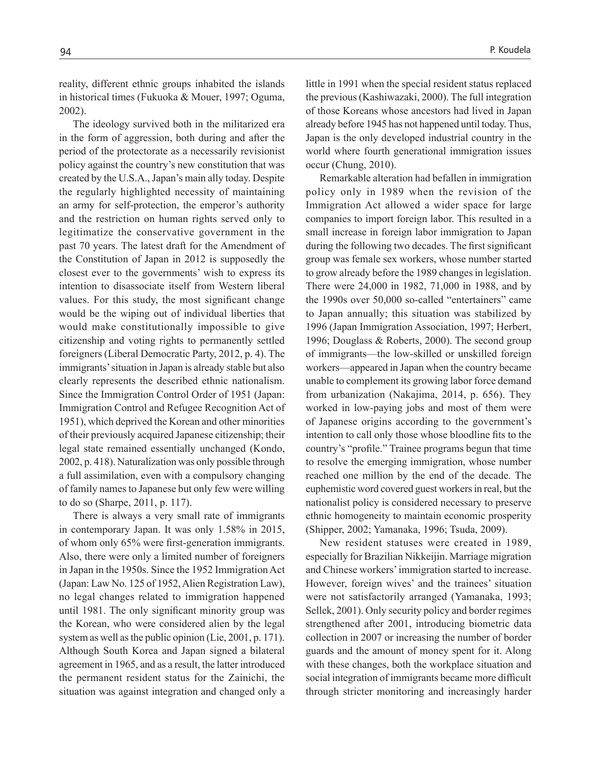reality, different ethnic groups inhabited the islands in historical times (Fukuoka & Mouer, 1997; Oguma, 2002).

The ideology survived both in the militarized era in the form of aggression, both during and after the period of the protectorate as a necessarily revisionist policy against the country's new constitution that was created by the U.S.A., Japan's main ally today. Despite the regularly highlighted necessity of maintaining an army for self-protection, the emperor's authority and the restriction on human rights served only to legitimatize the conservative government in the past 70 years. The latest draft for the Amendment of the Constitution of Japan in 2012 is supposedly the closest ever to the governments' wish to express its intention to disassociate itself from Western liberal values. For this study, the most significant change would be the wiping out of individual liberties that would make constitutionally impossible to give citizenship and voting rights to permanently settled foreigners (Liberal Democratic Party, 2012, p. 4). The immigrants' situation in Japan is already stable but also clearly represents the described ethnic nationalism. Since the Immigration Control Order of 1951 (Japan: Immigration Control and Refugee Recognition Act of 1951), which deprived the Korean and other minorities of their previously acquired Japanese citizenship; their legal state remained essentially unchanged (Kondo, 2002, p. 418). Naturalization was only possible through a full assimilation, even with a compulsory changing of family names to Japanese but only few were willing to do so (Sharpe, 2011, p. 117).

There is always a very small rate of immigrants in contemporary Japan. It was only 1.58% in 2015, of whom only 65% were first-generation immigrants. Also, there were only a limited number of foreigners in Japan in the 1950s. Since the 1952 Immigration Act (Japan: Law No. 125 of 1952, Alien Registration Law), no legal changes related to immigration happened until 1981. The only significant minority group was the Korean, who were considered alien by the legal system as well as the public opinion (Lie, 2001, p. 171). Although South Korea and Japan signed a bilateral agreement in 1965, and as a result, the latter introduced the permanent resident status for the Zainichi, the situation was against integration and changed only a little in 1991 when the special resident status replaced the previous (Kashiwazaki, 2000). The full integration of those Koreans whose ancestors had lived in Japan already before 1945 has not happened until today. Thus, Japan is the only developed industrial country in the world where fourth generational immigration issues occur (Chung, 2010).

Remarkable alteration had befallen in immigration policy only in 1989 when the revision of the Immigration Act allowed a wider space for large companies to import foreign labor. This resulted in a small increase in foreign labor immigration to Japan during the following two decades. The first significant group was female sex workers, whose number started to grow already before the 1989 changes in legislation. There were 24,000 in 1982, 71,000 in 1988, and by the 1990s over 50,000 so-called "entertainers" came to Japan annually; this situation was stabilized by 1996 (Japan Immigration Association, 1997; Herbert, 1996; Douglass & Roberts, 2000). The second group of immigrants—the low-skilled or unskilled foreign workers—appeared in Japan when the country became unable to complement its growing labor force demand from urbanization (Nakajima, 2014, p. 656). They worked in low-paying jobs and most of them were of Japanese origins according to the government's intention to call only those whose bloodline fits to the country's "profile." Trainee programs begun that time to resolve the emerging immigration, whose number reached one million by the end of the decade. The euphemistic word covered guest workers in real, but the nationalist policy is considered necessary to preserve ethnic homogeneity to maintain economic prosperity (Shipper, 2002; Yamanaka, 1996; Tsuda, 2009).

New resident statuses were created in 1989, especially for Brazilian Nikkeijin. Marriage migration and Chinese workers' immigration started to increase. However, foreign wives' and the trainees' situation were not satisfactorily arranged (Yamanaka, 1993; Sellek, 2001). Only security policy and border regimes strengthened after 2001, introducing biometric data collection in 2007 or increasing the number of border guards and the amount of money spent for it. Along with these changes, both the workplace situation and social integration of immigrants became more difficult through stricter monitoring and increasingly harder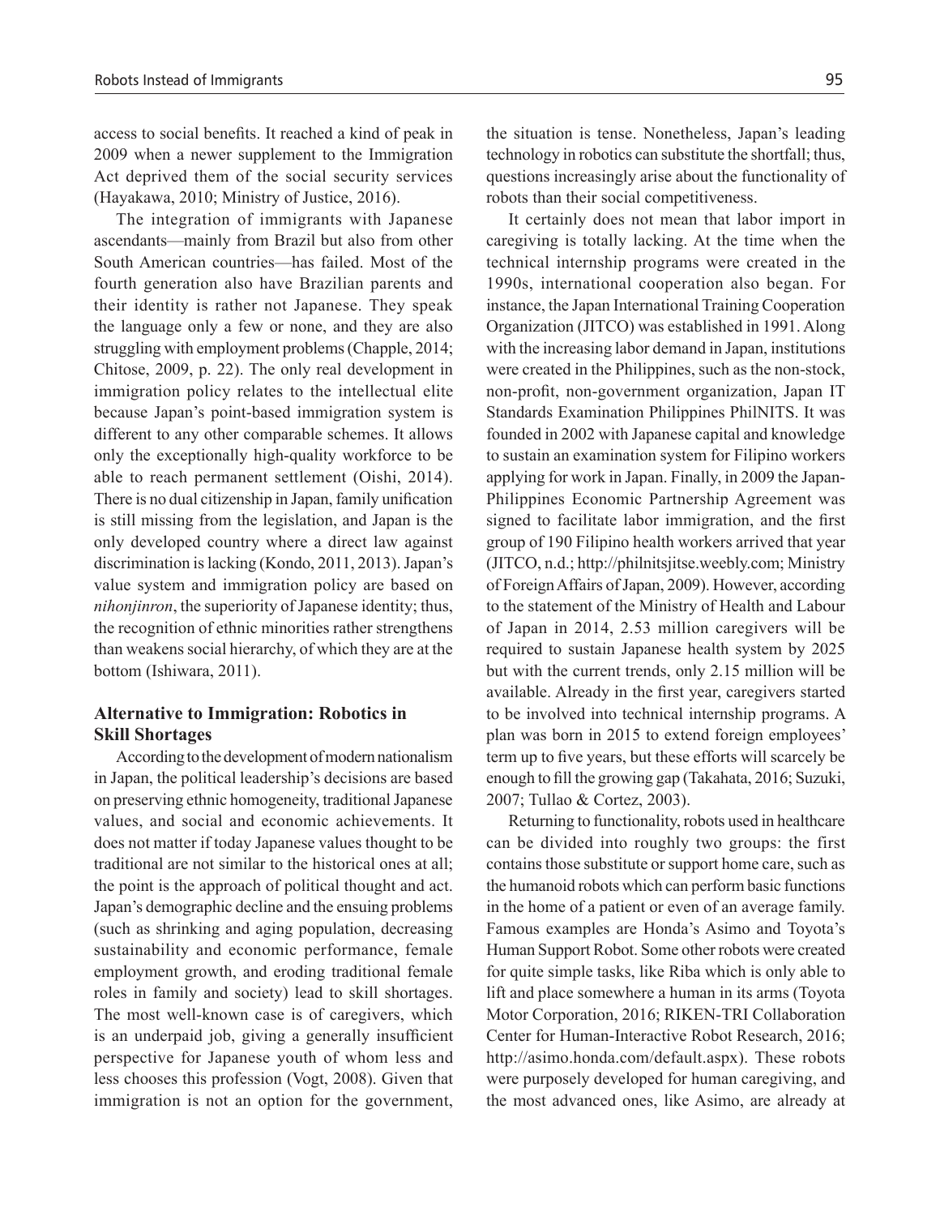access to social benefits. It reached a kind of peak in 2009 when a newer supplement to the Immigration Act deprived them of the social security services (Hayakawa, 2010; Ministry of Justice, 2016).

The integration of immigrants with Japanese ascendants—mainly from Brazil but also from other South American countries—has failed. Most of the fourth generation also have Brazilian parents and their identity is rather not Japanese. They speak the language only a few or none, and they are also struggling with employment problems (Chapple, 2014; Chitose, 2009, p. 22). The only real development in immigration policy relates to the intellectual elite because Japan's point-based immigration system is different to any other comparable schemes. It allows only the exceptionally high-quality workforce to be able to reach permanent settlement (Oishi, 2014). There is no dual citizenship in Japan, family unification is still missing from the legislation, and Japan is the only developed country where a direct law against discrimination is lacking (Kondo, 2011, 2013). Japan's value system and immigration policy are based on *nihonjinron*, the superiority of Japanese identity; thus, the recognition of ethnic minorities rather strengthens than weakens social hierarchy, of which they are at the bottom (Ishiwara, 2011).

## Alternative to Immigration: Robotics in Skill Shortages

According to the development of modern nationalism in Japan, the political leadership's decisions are based on preserving ethnic homogeneity, traditional Japanese values, and social and economic achievements. It does not matter if today Japanese values thought to be traditional are not similar to the historical ones at all; the point is the approach of political thought and act. Japan's demographic decline and the ensuing problems (such as shrinking and aging population, decreasing sustainability and economic performance, female employment growth, and eroding traditional female roles in family and society) lead to skill shortages. The most well-known case is of caregivers, which is an underpaid job, giving a generally insufficient perspective for Japanese youth of whom less and less chooses this profession (Vogt, 2008). Given that immigration is not an option for the government, the situation is tense. Nonetheless, Japan's leading technology in robotics can substitute the shortfall; thus, questions increasingly arise about the functionality of robots than their social competitiveness.

It certainly does not mean that labor import in caregiving is totally lacking. At the time when the technical internship programs were created in the 1990s, international cooperation also began. For instance, the Japan International Training Cooperation Organization (JITCO) was established in 1991. Along with the increasing labor demand in Japan, institutions were created in the Philippines, such as the non-stock, non-profit, non-government organization, Japan IT Standards Examination Philippines PhilNITS. It was founded in 2002 with Japanese capital and knowledge to sustain an examination system for Filipino workers applying for work in Japan. Finally, in 2009 the Japan-Philippines Economic Partnership Agreement was signed to facilitate labor immigration, and the first group of 190 Filipino health workers arrived that year (JITCO, n.d.; http://philnitsjitse.weebly.com; Ministry of Foreign Affairs of Japan, 2009). However, according to the statement of the Ministry of Health and Labour of Japan in 2014, 2.53 million caregivers will be required to sustain Japanese health system by 2025 but with the current trends, only 2.15 million will be available. Already in the first year, caregivers started to be involved into technical internship programs. A plan was born in 2015 to extend foreign employees' term up to five years, but these efforts will scarcely be enough to fill the growing gap (Takahata, 2016; Suzuki, 2007; Tullao & Cortez, 2003).

Returning to functionality, robots used in healthcare can be divided into roughly two groups: the first contains those substitute or support home care, such as the humanoid robots which can perform basic functions in the home of a patient or even of an average family. Famous examples are Honda's Asimo and Toyota's Human Support Robot. Some other robots were created for quite simple tasks, like Riba which is only able to lift and place somewhere a human in its arms (Toyota Motor Corporation, 2016; RIKEN-TRI Collaboration Center for Human-Interactive Robot Research, 2016; http://asimo.honda.com/default.aspx). These robots were purposely developed for human caregiving, and the most advanced ones, like Asimo, are already at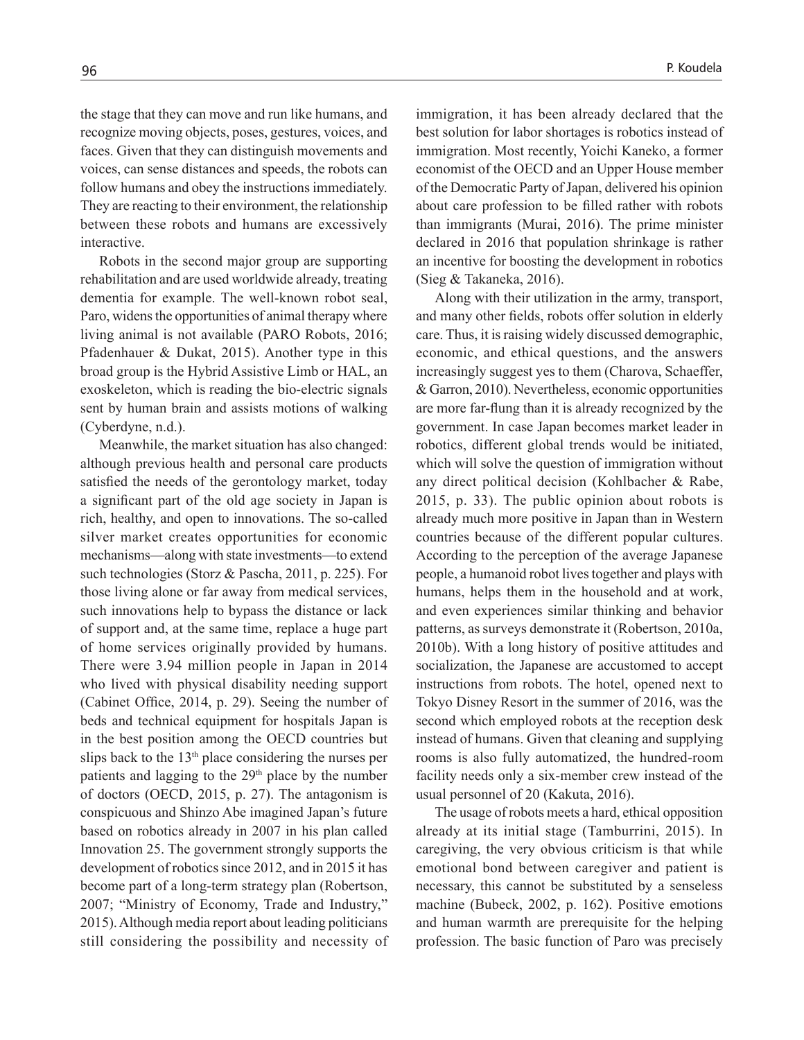the stage that they can move and run like humans, and recognize moving objects, poses, gestures, voices, and faces. Given that they can distinguish movements and voices, can sense distances and speeds, the robots can follow humans and obey the instructions immediately. They are reacting to their environment, the relationship between these robots and humans are excessively interactive.

Robots in the second major group are supporting rehabilitation and are used worldwide already, treating dementia for example. The well-known robot seal, Paro, widens the opportunities of animal therapy where living animal is not available (PARO Robots, 2016; Pfadenhauer & Dukat, 2015). Another type in this broad group is the Hybrid Assistive Limb or HAL, an exoskeleton, which is reading the bio-electric signals sent by human brain and assists motions of walking (Cyberdyne, n.d.).

Meanwhile, the market situation has also changed: although previous health and personal care products satisfied the needs of the gerontology market, today a significant part of the old age society in Japan is rich, healthy, and open to innovations. The so-called silver market creates opportunities for economic mechanisms—along with state investments—to extend such technologies (Storz & Pascha, 2011, p. 225). For those living alone or far away from medical services, such innovations help to bypass the distance or lack of support and, at the same time, replace a huge part of home services originally provided by humans. There were 3.94 million people in Japan in 2014 who lived with physical disability needing support (Cabinet Office, 2014, p. 29). Seeing the number of beds and technical equipment for hospitals Japan is in the best position among the OECD countries but slips back to the 13th place considering the nurses per patients and lagging to the 29th place by the number of doctors (OECD, 2015, p. 27). The antagonism is conspicuous and Shinzo Abe imagined Japan's future based on robotics already in 2007 in his plan called Innovation 25. The government strongly supports the development of robotics since 2012, and in 2015 it has become part of a long-term strategy plan (Robertson, 2007; "Ministry of Economy, Trade and Industry," 2015). Although media report about leading politicians still considering the possibility and necessity of immigration, it has been already declared that the best solution for labor shortages is robotics instead of immigration. Most recently, Yoichi Kaneko, a former economist of the OECD and an Upper House member of the Democratic Party of Japan, delivered his opinion about care profession to be filled rather with robots than immigrants (Murai, 2016). The prime minister declared in 2016 that population shrinkage is rather an incentive for boosting the development in robotics (Sieg & Takaneka, 2016).

Along with their utilization in the army, transport, and many other fields, robots offer solution in elderly care. Thus, it is raising widely discussed demographic, economic, and ethical questions, and the answers increasingly suggest yes to them (Charova, Schaeffer, & Garron, 2010). Nevertheless, economic opportunities are more far-flung than it is already recognized by the government. In case Japan becomes market leader in robotics, different global trends would be initiated, which will solve the question of immigration without any direct political decision (Kohlbacher & Rabe, 2015, p. 33). The public opinion about robots is already much more positive in Japan than in Western countries because of the different popular cultures. According to the perception of the average Japanese people, a humanoid robot lives together and plays with humans, helps them in the household and at work, and even experiences similar thinking and behavior patterns, as surveys demonstrate it (Robertson, 2010a, 2010b). With a long history of positive attitudes and socialization, the Japanese are accustomed to accept instructions from robots. The hotel, opened next to Tokyo Disney Resort in the summer of 2016, was the second which employed robots at the reception desk instead of humans. Given that cleaning and supplying rooms is also fully automatized, the hundred-room facility needs only a six-member crew instead of the usual personnel of 20 (Kakuta, 2016).

The usage of robots meets a hard, ethical opposition already at its initial stage (Tamburrini, 2015). In caregiving, the very obvious criticism is that while emotional bond between caregiver and patient is necessary, this cannot be substituted by a senseless machine (Bubeck, 2002, p. 162). Positive emotions and human warmth are prerequisite for the helping profession. The basic function of Paro was precisely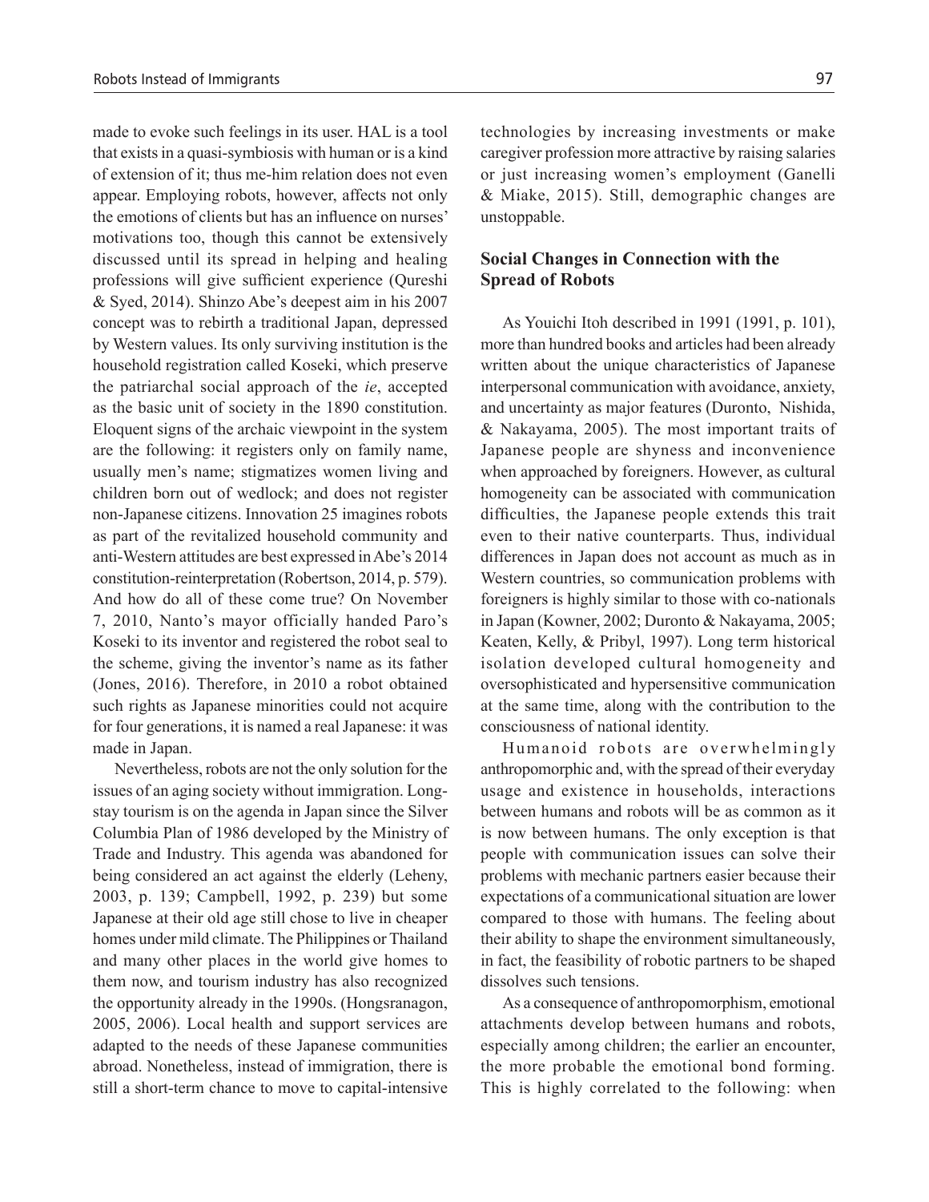made to evoke such feelings in its user. HAL is a tool that exists in a quasi-symbiosis with human or is a kind of extension of it; thus me-him relation does not even appear. Employing robots, however, affects not only the emotions of clients but has an influence on nurses' motivations too, though this cannot be extensively discussed until its spread in helping and healing professions will give sufficient experience (Qureshi & Syed, 2014). Shinzo Abe's deepest aim in his 2007 concept was to rebirth a traditional Japan, depressed by Western values. Its only surviving institution is the household registration called Koseki, which preserve the patriarchal social approach of the *ie*, accepted as the basic unit of society in the 1890 constitution. Eloquent signs of the archaic viewpoint in the system are the following: it registers only on family name, usually men's name; stigmatizes women living and children born out of wedlock; and does not register non-Japanese citizens. Innovation 25 imagines robots as part of the revitalized household community and anti-Western attitudes are best expressed in Abe's 2014 constitution-reinterpretation (Robertson, 2014, p. 579). And how do all of these come true? On November 7, 2010, Nanto's mayor officially handed Paro's Koseki to its inventor and registered the robot seal to the scheme, giving the inventor's name as its father (Jones, 2016). Therefore, in 2010 a robot obtained such rights as Japanese minorities could not acquire for four generations, it is named a real Japanese: it was made in Japan.

Nevertheless, robots are not the only solution for the issues of an aging society without immigration. Long-stay tourism is on the agenda in Japan since the Silver Columbia Plan of 1986 developed by the Ministry of Trade and Industry. This agenda was abandoned for being considered an act against the elderly (Leheny, 2003, p. 139; Campbell, 1992, p. 239) but some Japanese at their old age still chose to live in cheaper homes under mild climate. The Philippines or Thailand and many other places in the world give homes to them now, and tourism industry has also recognized the opportunity already in the 1990s. (Hongsranagon, 2005, 2006). Local health and support services are adapted to the needs of these Japanese communities abroad. Nonetheless, instead of immigration, there is still a short-term chance to move to capital-intensive technologies by increasing investments or make caregiver profession more attractive by raising salaries or just increasing women's employment (Ganelli & Miake, 2015). Still, demographic changes are unstoppable.

## Social Changes in Connection with the Spread of Robots

As Youichi Itoh described in 1991 (1991, p. 101), more than hundred books and articles had been already written about the unique characteristics of Japanese interpersonal communication with avoidance, anxiety, and uncertainty as major features (Duronto, Nishida, & Nakayama, 2005). The most important traits of Japanese people are shyness and inconvenience when approached by foreigners. However, as cultural homogeneity can be associated with communication difficulties, the Japanese people extends this trait even to their native counterparts. Thus, individual differences in Japan does not account as much as in Western countries, so communication problems with foreigners is highly similar to those with co-nationals in Japan (Kowner, 2002; Duronto & Nakayama, 2005; Keaten, Kelly, & Pribyl, 1997). Long term historical isolation developed cultural homogeneity and oversophisticated and hypersensitive communication at the same time, along with the contribution to the consciousness of national identity.

Humanoid robots are overwhelmingly anthropomorphic and, with the spread of their everyday usage and existence in households, interactions between humans and robots will be as common as it is now between humans. The only exception is that people with communication issues can solve their problems with mechanic partners easier because their expectations of a communicational situation are lower compared to those with humans. The feeling about their ability to shape the environment simultaneously, in fact, the feasibility of robotic partners to be shaped dissolves such tensions.

As a consequence of anthropomorphism, emotional attachments develop between humans and robots, especially among children; the earlier an encounter, the more probable the emotional bond forming. This is highly correlated to the following: when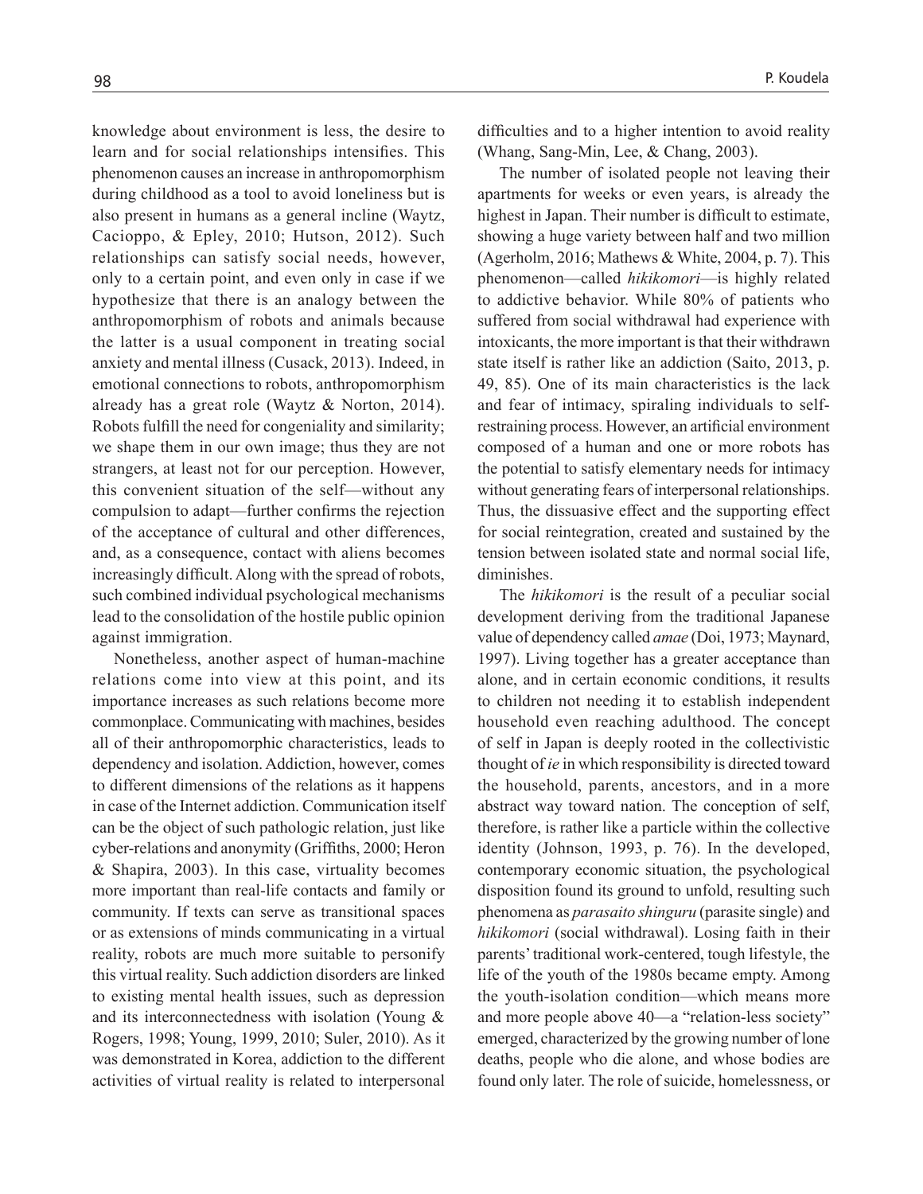knowledge about environment is less, the desire to learn and for social relationships intensifies. This phenomenon causes an increase in anthropomorphism during childhood as a tool to avoid loneliness but is also present in humans as a general incline (Waytz, Cacioppo, & Epley, 2010; Hutson, 2012). Such relationships can satisfy social needs, however, only to a certain point, and even only in case if we hypothesize that there is an analogy between the anthropomorphism of robots and animals because the latter is a usual component in treating social anxiety and mental illness (Cusack, 2013). Indeed, in emotional connections to robots, anthropomorphism already has a great role (Waytz & Norton, 2014). Robots fulfill the need for congeniality and similarity; we shape them in our own image; thus they are not strangers, at least not for our perception. However, this convenient situation of the self—without any compulsion to adapt—further confirms the rejection of the acceptance of cultural and other differences, and, as a consequence, contact with aliens becomes increasingly difficult. Along with the spread of robots, such combined individual psychological mechanisms lead to the consolidation of the hostile public opinion against immigration.

Nonetheless, another aspect of human-machine relations come into view at this point, and its importance increases as such relations become more commonplace. Communicating with machines, besides all of their anthropomorphic characteristics, leads to dependency and isolation. Addiction, however, comes to different dimensions of the relations as it happens in case of the Internet addiction. Communication itself can be the object of such pathologic relation, just like cyber-relations and anonymity (Griffiths, 2000; Heron & Shapira, 2003). In this case, virtuality becomes more important than real-life contacts and family or community. If texts can serve as transitional spaces or as extensions of minds communicating in a virtual reality, robots are much more suitable to personify this virtual reality. Such addiction disorders are linked to existing mental health issues, such as depression and its interconnectedness with isolation (Young & Rogers, 1998; Young, 1999, 2010; Suler, 2010). As it was demonstrated in Korea, addiction to the different activities of virtual reality is related to interpersonal difficulties and to a higher intention to avoid reality (Whang, Sang-Min, Lee, & Chang, 2003).

The number of isolated people not leaving their apartments for weeks or even years, is already the highest in Japan. Their number is difficult to estimate, showing a huge variety between half and two million (Agerholm, 2016; Mathews & White, 2004, p. 7). This phenomenon—called *hikikomori*—is highly related to addictive behavior. While 80% of patients who suffered from social withdrawal had experience with intoxicants, the more important is that their withdrawn state itself is rather like an addiction (Saito, 2013, p. 49, 85). One of its main characteristics is the lack and fear of intimacy, spiraling individuals to self-restraining process. However, an artificial environment composed of a human and one or more robots has the potential to satisfy elementary needs for intimacy without generating fears of interpersonal relationships. Thus, the dissuasive effect and the supporting effect for social reintegration, created and sustained by the tension between isolated state and normal social life, diminishes.

The *hikikomori* is the result of a peculiar social development deriving from the traditional Japanese value of dependency called *amae* (Doi, 1973; Maynard, 1997). Living together has a greater acceptance than alone, and in certain economic conditions, it results to children not needing it to establish independent household even reaching adulthood. The concept of self in Japan is deeply rooted in the collectivistic thought of *ie* in which responsibility is directed toward the household, parents, ancestors, and in a more abstract way toward nation. The conception of self, therefore, is rather like a particle within the collective identity (Johnson, 1993, p. 76). In the developed, contemporary economic situation, the psychological disposition found its ground to unfold, resulting such phenomena as *parasaito shinguru* (parasite single) and *hikikomori* (social withdrawal). Losing faith in their parents' traditional work-centered, tough lifestyle, the life of the youth of the 1980s became empty. Among the youth-isolation condition—which means more and more people above 40—a "relation-less society" emerged, characterized by the growing number of lone deaths, people who die alone, and whose bodies are found only later. The role of suicide, homelessness, or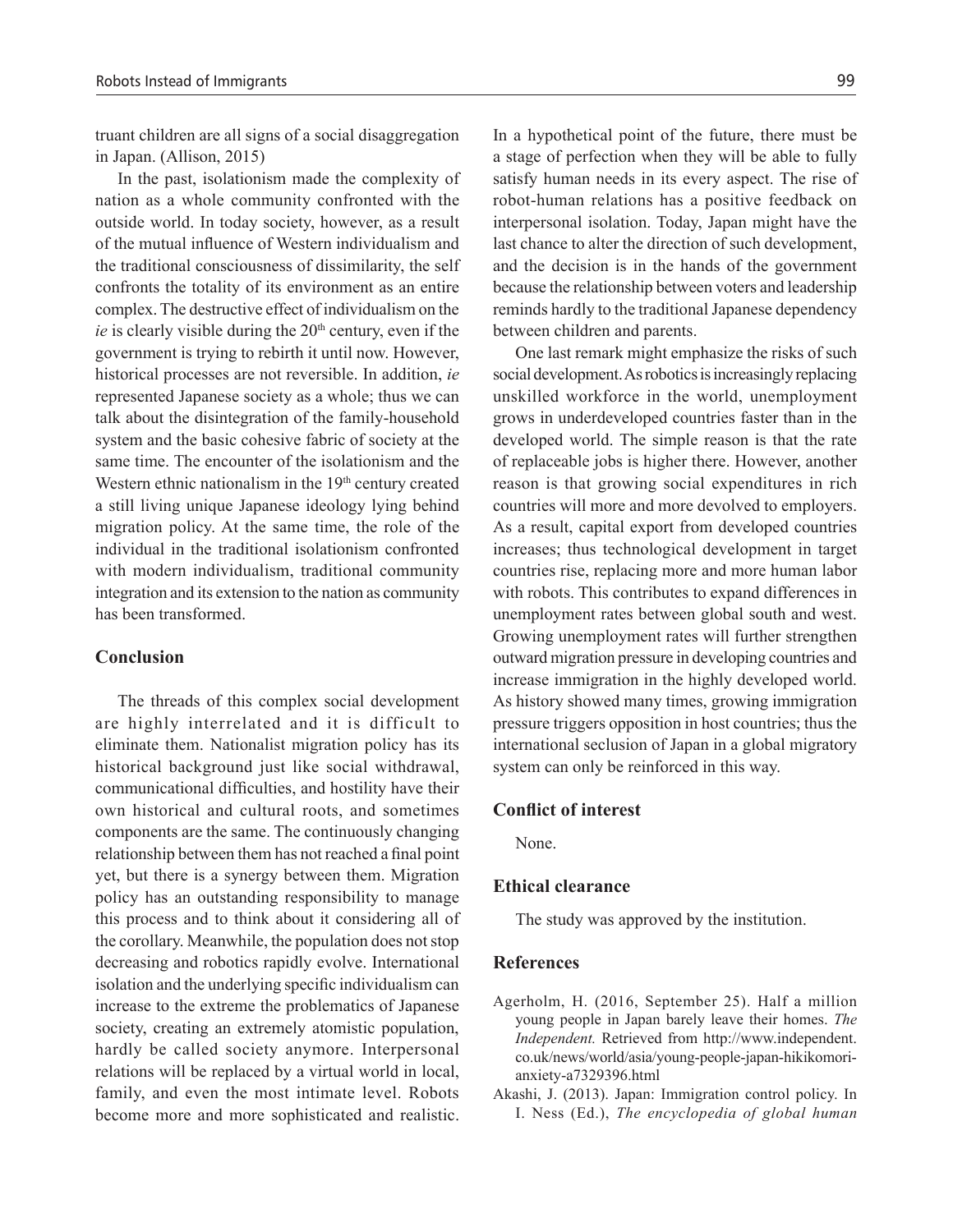truant children are all signs of a social disaggregation in Japan. (Allison, 2015)

In the past, isolationism made the complexity of nation as a whole community confronted with the outside world. In today society, however, as a result of the mutual influence of Western individualism and the traditional consciousness of dissimilarity, the self confronts the totality of its environment as an entire complex. The destructive effect of individualism on the *ie* is clearly visible during the 20th century, even if the government is trying to rebirth it until now. However, historical processes are not reversible. In addition, *ie* represented Japanese society as a whole; thus we can talk about the disintegration of the family-household system and the basic cohesive fabric of society at the same time. The encounter of the isolationism and the Western ethnic nationalism in the 19th century created a still living unique Japanese ideology lying behind migration policy. At the same time, the role of the individual in the traditional isolationism confronted with modern individualism, traditional community integration and its extension to the nation as community has been transformed.

## Conclusion

The threads of this complex social development are highly interrelated and it is difficult to eliminate them. Nationalist migration policy has its historical background just like social withdrawal, communicational difficulties, and hostility have their own historical and cultural roots, and sometimes components are the same. The continuously changing relationship between them has not reached a final point yet, but there is a synergy between them. Migration policy has an outstanding responsibility to manage this process and to think about it considering all of the corollary. Meanwhile, the population does not stop decreasing and robotics rapidly evolve. International isolation and the underlying specific individualism can increase to the extreme the problematics of Japanese society, creating an extremely atomistic population, hardly be called society anymore. Interpersonal relations will be replaced by a virtual world in local, family, and even the most intimate level. Robots become more and more sophisticated and realistic. In a hypothetical point of the future, there must be a stage of perfection when they will be able to fully satisfy human needs in its every aspect. The rise of robot-human relations has a positive feedback on interpersonal isolation. Today, Japan might have the last chance to alter the direction of such development, and the decision is in the hands of the government because the relationship between voters and leadership reminds hardly to the traditional Japanese dependency between children and parents.

One last remark might emphasize the risks of such social development. As robotics is increasingly replacing unskilled workforce in the world, unemployment grows in underdeveloped countries faster than in the developed world. The simple reason is that the rate of replaceable jobs is higher there. However, another reason is that growing social expenditures in rich countries will more and more devolved to employers. As a result, capital export from developed countries increases; thus technological development in target countries rise, replacing more and more human labor with robots. This contributes to expand differences in unemployment rates between global south and west. Growing unemployment rates will further strengthen outward migration pressure in developing countries and increase immigration in the highly developed world. As history showed many times, growing immigration pressure triggers opposition in host countries; thus the international seclusion of Japan in a global migratory system can only be reinforced in this way.

## Conflict of interest

None.

## Ethical clearance

The study was approved by the institution.

## References

Agerholm, H. (2016, September 25). Half a million young people in Japan barely leave their homes. *The Independent.* Retrieved from http://www.independent.co.uk/news/world/asia/young-people-japan-hikikomori-anxiety-a7329396.html

Akashi, J. (2013). Japan: Immigration control policy. In I. Ness (Ed.), *The encyclopedia of global human*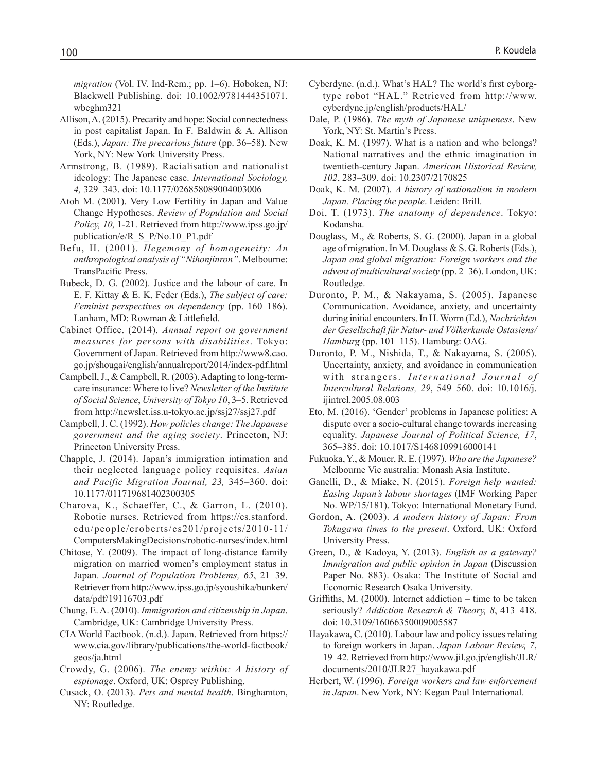*migration* (Vol. IV. Ind-Rem.; pp. 1–6). Hoboken, NJ: Blackwell Publishing. doi: 10.1002/9781444351071.wbeghm321

Allison, A. (2015). Precarity and hope: Social connectedness in post capitalist Japan. In F. Baldwin & A. Allison (Eds.), *Japan: The precarious future* (pp. 36–58). New York, NY: New York University Press.

Armstrong, B. (1989). Racialisation and nationalist ideology: The Japanese case. *International Sociology, 4,* 329–343. doi: 10.1177/026858089004003006

Atoh M. (2001). Very Low Fertility in Japan and Value Change Hypotheses. *Review of Population and Social Policy, 10,* 1-21. Retrieved from http://www.ipss.go.jp/publication/e/R_S_P/No.10_P1.pdf

Befu, H. (2001). *Hegemony of homogeneity: An anthropological analysis of "Nihonjinron"*. Melbourne: TransPacific Press.

Bubeck, D. G. (2002). Justice and the labour of care. In E. F. Kittay & E. K. Feder (Eds.), *The subject of care: Feminist perspectives on dependency* (pp. 160–186). Lanham, MD: Rowman & Littlefield.

Cabinet Office. (2014). *Annual report on government measures for persons with disabilities*. Tokyo: Government of Japan. Retrieved from http://www8.cao.go.jp/shougai/english/annualreport/2014/index-pdf.html

Campbell, J., & Campbell, R. (2003). Adapting to long-term-care insurance: Where to live? *Newsletter of the Institute of Social Science*, *University of Tokyo 10*, 3–5. Retrieved from http://newslet.iss.u-tokyo.ac.jp/ssj27/ssj27.pdf

Campbell, J. C. (1992). *How policies change: The Japanese government and the aging society*. Princeton, NJ: Princeton University Press.

Chapple, J. (2014). Japan's immigration intimation and their neglected language policy requisites. *Asian and Pacific Migration Journal, 23,* 345–360. doi: 10.1177/011719681402300305

Charova, K., Schaeffer, C., & Garron, L. (2010). Robotic nurses. Retrieved from https://cs.stanford.edu/people/eroberts/cs201/projects/2010-11/ComputersMakingDecisions/robotic-nurses/index.html

Chitose, Y. (2009). The impact of long-distance family migration on married women's employment status in Japan. *Journal of Population Problems, 65*, 21–39. Retriever from http://www.ipss.go.jp/syoushika/bunken/data/pdf/19116703.pdf

Chung, E. A. (2010). *Immigration and citizenship in Japan*. Cambridge, UK: Cambridge University Press.

CIA World Factbook. (n.d.). Japan. Retrieved from https://www.cia.gov/library/publications/the-world-factbook/geos/ja.html

Crowdy, G. (2006). *The enemy within: A history of espionage*. Oxford, UK: Osprey Publishing.

Cusack, O. (2013). *Pets and mental health*. Binghamton, NY: Routledge.

Cyberdyne. (n.d.). What's HAL? The world's first cyborg-type robot "HAL." Retrieved from http://www.cyberdyne.jp/english/products/HAL/

Dale, P. (1986). *The myth of Japanese uniqueness*. New York, NY: St. Martin's Press.

Doak, K. M. (1997). What is a nation and who belongs? National narratives and the ethnic imagination in twentieth-century Japan. *American Historical Review, 102*, 283–309. doi: 10.2307/2170825

Doak, K. M. (2007). *A history of nationalism in modern Japan. Placing the people*. Leiden: Brill.

Doi, T. (1973). *The anatomy of dependence*. Tokyo: Kodansha.

Douglass, M., & Roberts, S. G. (2000). Japan in a global age of migration. In M. Douglass & S. G. Roberts (Eds.), *Japan and global migration: Foreign workers and the advent of multicultural society* (pp. 2–36). London, UK: Routledge.

Duronto, P. M., & Nakayama, S. (2005). Japanese Communication. Avoidance, anxiety, and uncertainty during initial encounters. In H. Worm (Ed.), *Nachrichten der Gesellschaft für Natur- und Völkerkunde Ostasiens/Hamburg* (pp. 101–115). Hamburg: OAG.

Duronto, P. M., Nishida, T., & Nakayama, S. (2005). Uncertainty, anxiety, and avoidance in communication with strangers. *International Journal of Intercultural Relations, 29*, 549–560. doi: 10.1016/j.ijintrel.2005.08.003

Eto, M. (2016). 'Gender' problems in Japanese politics: A dispute over a socio-cultural change towards increasing equality. *Japanese Journal of Political Science, 17*, 365–385. doi: 10.1017/S1468109916000141

Fukuoka, Y., & Mouer, R. E. (1997). *Who are the Japanese?* Melbourne Vic australia: Monash Asia Institute.

Ganelli, D., & Miake, N. (2015). *Foreign help wanted: Easing Japan's labour shortages* (IMF Working Paper No. WP/15/181). Tokyo: International Monetary Fund.

Gordon, A. (2003). *A modern history of Japan: From Tokugawa times to the present*. Oxford, UK: Oxford University Press.

Green, D., & Kadoya, Y. (2013). *English as a gateway? Immigration and public opinion in Japan* (Discussion Paper No. 883). Osaka: The Institute of Social and Economic Research Osaka University.

Griffiths, M. (2000). Internet addiction – time to be taken seriously? *Addiction Research & Theory, 8*, 413–418. doi: 10.3109/16066350009005587

Hayakawa, C. (2010). Labour law and policy issues relating to foreign workers in Japan. *Japan Labour Review, 7*, 19–42. Retrieved from http://www.jil.go.jp/english/JLR/documents/2010/JLR27_hayakawa.pdf

Herbert, W. (1996). *Foreign workers and law enforcement in Japan*. New York, NY: Kegan Paul International.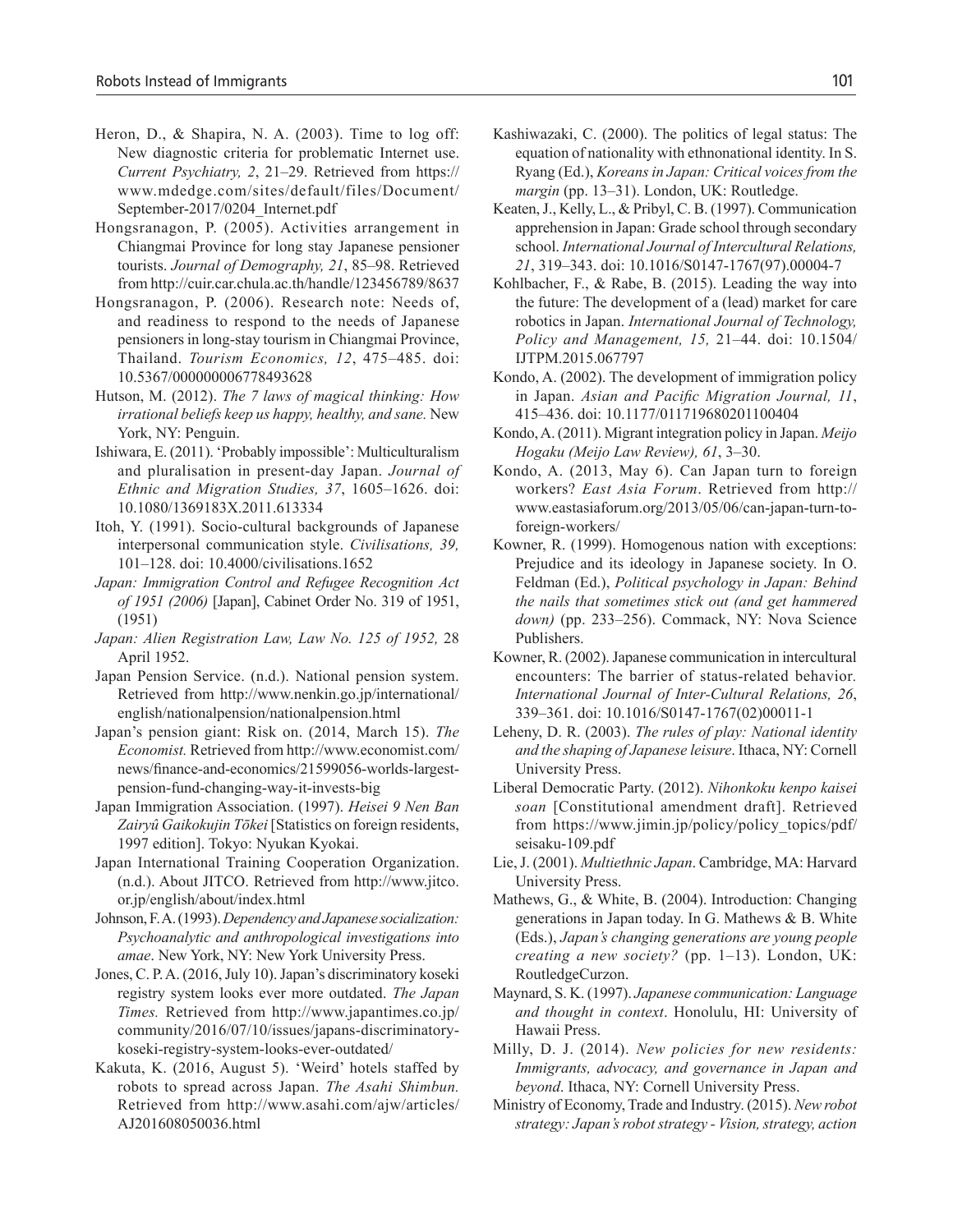Heron, D., & Shapira, N. A. (2003). Time to log off: New diagnostic criteria for problematic Internet use. *Current Psychiatry, 2*, 21–29. Retrieved from https://www.mdedge.com/sites/default/files/Document/September-2017/0204_Internet.pdf

Hongsranagon, P. (2005). Activities arrangement in Chiangmai Province for long stay Japanese pensioner tourists. *Journal of Demography, 21*, 85–98. Retrieved from http://cuir.car.chula.ac.th/handle/123456789/8637

Hongsranagon, P. (2006). Research note: Needs of, and readiness to respond to the needs of Japanese pensioners in long-stay tourism in Chiangmai Province, Thailand. *Tourism Economics, 12*, 475–485. doi: 10.5367/000000006778493628

Hutson, M. (2012). *The 7 laws of magical thinking: How irrational beliefs keep us happy, healthy, and sane.* New York, NY: Penguin.

Ishiwara, E. (2011). 'Probably impossible': Multiculturalism and pluralisation in present-day Japan. *Journal of Ethnic and Migration Studies, 37*, 1605–1626. doi: 10.1080/1369183X.2011.613334

Itoh, Y. (1991). Socio-cultural backgrounds of Japanese interpersonal communication style. *Civilisations, 39,* 101–128. doi: 10.4000/civilisations.1652

*Japan: Immigration Control and Refugee Recognition Act of 1951 (2006)* [Japan], Cabinet Order No. 319 of 1951, (1951)

*Japan: Alien Registration Law, Law No. 125 of 1952,* 28 April 1952.

Japan Pension Service. (n.d.). National pension system. Retrieved from http://www.nenkin.go.jp/international/english/nationalpension/nationalpension.html

Japan's pension giant: Risk on. (2014, March 15). *The Economist.* Retrieved from http://www.economist.com/news/finance-and-economics/21599056-worlds-largest-pension-fund-changing-way-it-invests-big

Japan Immigration Association. (1997). *Heisei 9 Nen Ban Zairyû Gaikokujin Tōkei* [Statistics on foreign residents, 1997 edition]. Tokyo: Nyukan Kyokai.

Japan International Training Cooperation Organization. (n.d.). About JITCO. Retrieved from http://www.jitco.or.jp/english/about/index.html

Johnson, F. A. (1993). *Dependency and Japanese socialization: Psychoanalytic and anthropological investigations into amae*. New York, NY: New York University Press.

Jones, C. P. A. (2016, July 10). Japan's discriminatory koseki registry system looks ever more outdated. *The Japan Times.* Retrieved from http://www.japantimes.co.jp/community/2016/07/10/issues/japans-discriminatory-koseki-registry-system-looks-ever-outdated/

Kakuta, K. (2016, August 5). 'Weird' hotels staffed by robots to spread across Japan. *The Asahi Shimbun.* Retrieved from http://www.asahi.com/ajw/articles/AJ201608050036.html

Kashiwazaki, C. (2000). The politics of legal status: The equation of nationality with ethnonational identity. In S. Ryang (Ed.), *Koreans in Japan: Critical voices from the margin* (pp. 13–31). London, UK: Routledge.

Keaten, J., Kelly, L., & Pribyl, C. B. (1997). Communication apprehension in Japan: Grade school through secondary school. *International Journal of Intercultural Relations, 21*, 319–343. doi: 10.1016/S0147-1767(97).00004-7

Kohlbacher, F., & Rabe, B. (2015). Leading the way into the future: The development of a (lead) market for care robotics in Japan. *International Journal of Technology, Policy and Management, 15,* 21–44. doi: 10.1504/IJTPM.2015.067797

Kondo, A. (2002). The development of immigration policy in Japan. *Asian and Pacific Migration Journal, 11*, 415–436. doi: 10.1177/011719680201100404

Kondo, A. (2011). Migrant integration policy in Japan. *Meijo Hogaku (Meijo Law Review), 61*, 3–30.

Kondo, A. (2013, May 6). Can Japan turn to foreign workers? *East Asia Forum*. Retrieved from http://www.eastasiaforum.org/2013/05/06/can-japan-turn-to-foreign-workers/

Kowner, R. (1999). Homogenous nation with exceptions: Prejudice and its ideology in Japanese society. In O. Feldman (Ed.), *Political psychology in Japan: Behind the nails that sometimes stick out (and get hammered down)* (pp. 233–256). Commack, NY: Nova Science Publishers.

Kowner, R. (2002). Japanese communication in intercultural encounters: The barrier of status-related behavior. *International Journal of Inter-Cultural Relations, 26*, 339–361. doi: 10.1016/S0147-1767(02)00011-1

Leheny, D. R. (2003). *The rules of play: National identity and the shaping of Japanese leisure*. Ithaca, NY: Cornell University Press.

Liberal Democratic Party. (2012). *Nihonkoku kenpo kaisei soan* [Constitutional amendment draft]. Retrieved from https://www.jimin.jp/policy/policy_topics/pdf/seisaku-109.pdf

Lie, J. (2001). *Multiethnic Japan*. Cambridge, MA: Harvard University Press.

Mathews, G., & White, B. (2004). Introduction: Changing generations in Japan today. In G. Mathews & B. White (Eds.), *Japan's changing generations are young people creating a new society?* (pp. 1–13). London, UK: RoutledgeCurzon.

Maynard, S. K. (1997). *Japanese communication: Language and thought in context*. Honolulu, HI: University of Hawaii Press.

Milly, D. J. (2014). *New policies for new residents: Immigrants, advocacy, and governance in Japan and beyond*. Ithaca, NY: Cornell University Press.

Ministry of Economy, Trade and Industry. (2015). *New robot strategy: Japan's robot strategy - Vision, strategy, action*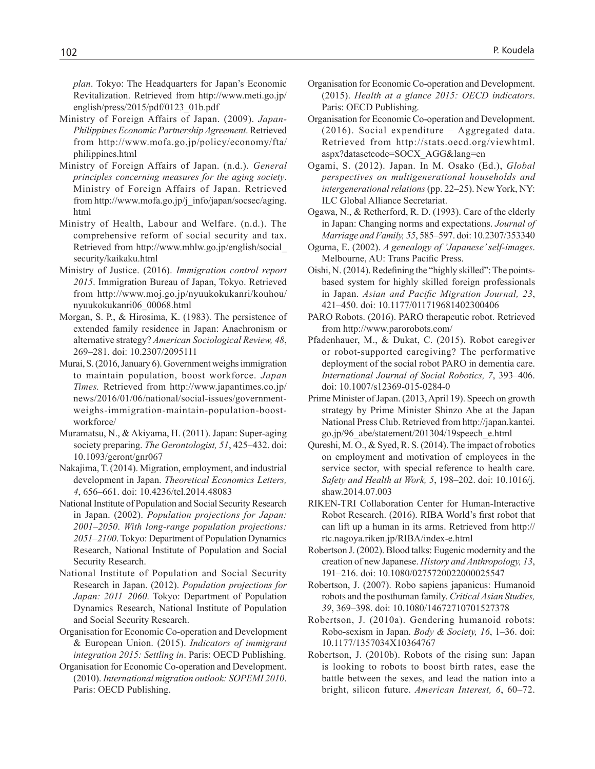*plan*. Tokyo: The Headquarters for Japan's Economic Revitalization. Retrieved from http://www.meti.go.jp/english/press/2015/pdf/0123_01b.pdf

Ministry of Foreign Affairs of Japan. (2009). *Japan-Philippines Economic Partnership Agreement*. Retrieved from http://www.mofa.go.jp/policy/economy/fta/philippines.html

Ministry of Foreign Affairs of Japan. (n.d.). *General principles concerning measures for the aging society*. Ministry of Foreign Affairs of Japan. Retrieved from http://www.mofa.go.jp/j_info/japan/socsec/aging.html

Ministry of Health, Labour and Welfare. (n.d.). The comprehensive reform of social security and tax. Retrieved from http://www.mhlw.go.jp/english/social_security/kaikaku.html

Ministry of Justice. (2016). *Immigration control report 2015*. Immigration Bureau of Japan, Tokyo. Retrieved from http://www.moj.go.jp/nyuukokukanri/kouhou/nyuukokukanri06_00068.html

Morgan, S. P., & Hirosima, K. (1983). The persistence of extended family residence in Japan: Anachronism or alternative strategy? *American Sociological Review, 48*, 269–281. doi: 10.2307/2095111

Murai, S. (2016, January 6). Government weighs immigration to maintain population, boost workforce. *Japan Times.* Retrieved from http://www.japantimes.co.jp/news/2016/01/06/national/social-issues/government-weighs-immigration-maintain-population-boost-workforce/

Muramatsu, N., & Akiyama, H. (2011). Japan: Super-aging society preparing. *The Gerontologist, 51*, 425–432. doi: 10.1093/geront/gnr067

Nakajima, T. (2014). Migration, employment, and industrial development in Japan. *Theoretical Economics Letters, 4*, 656–661. doi: 10.4236/tel.2014.48083

National Institute of Population and Social Security Research in Japan. (2002). *Population projections for Japan: 2001–2050. With long-range population projections: 2051–2100*. Tokyo: Department of Population Dynamics Research, National Institute of Population and Social Security Research.

National Institute of Population and Social Security Research in Japan. (2012). *Population projections for Japan: 2011–2060*. Tokyo: Department of Population Dynamics Research, National Institute of Population and Social Security Research.

Organisation for Economic Co-operation and Development & European Union. (2015). *Indicators of immigrant integration 2015: Settling in*. Paris: OECD Publishing.

Organisation for Economic Co-operation and Development. (2010). *International migration outlook: SOPEMI 2010*. Paris: OECD Publishing.

Organisation for Economic Co-operation and Development. (2015). *Health at a glance 2015: OECD indicators*. Paris: OECD Publishing.

Organisation for Economic Co-operation and Development. (2016). Social expenditure – Aggregated data. Retrieved from http://stats.oecd.org/viewhtml.aspx?datasetcode=SOCX_AGG&lang=en

Ogami, S. (2012). Japan. In M. Osako (Ed.), *Global perspectives on multigenerational households and intergenerational relations* (pp. 22–25). New York, NY: ILC Global Alliance Secretariat.

Ogawa, N., & Retherford, R. D. (1993). Care of the elderly in Japan: Changing norms and expectations. *Journal of Marriage and Family, 55*, 585–597. doi: 10.2307/353340

Oguma, E. (2002). *A genealogy of 'Japanese' self-images*. Melbourne, AU: Trans Pacific Press.

Oishi, N. (2014). Redefining the "highly skilled": The points-based system for highly skilled foreign professionals in Japan. *Asian and Pacific Migration Journal, 23*, 421–450. doi: 10.1177/011719681402300406

PARO Robots. (2016). PARO therapeutic robot. Retrieved from http://www.parorobots.com/

Pfadenhauer, M., & Dukat, C. (2015). Robot caregiver or robot-supported caregiving? The performative deployment of the social robot PARO in dementia care. *International Journal of Social Robotics, 7*, 393–406. doi: 10.1007/s12369-015-0284-0

Prime Minister of Japan. (2013, April 19). Speech on growth strategy by Prime Minister Shinzo Abe at the Japan National Press Club. Retrieved from http://japan.kantei.go.jp/96_abe/statement/201304/19speech_e.html

Qureshi, M. O., & Syed, R. S. (2014). The impact of robotics on employment and motivation of employees in the service sector, with special reference to health care. *Safety and Health at Work, 5*, 198–202. doi: 10.1016/j.shaw.2014.07.003

RIKEN-TRI Collaboration Center for Human-Interactive Robot Research. (2016). RIBA World's first robot that can lift up a human in its arms. Retrieved from http://rtc.nagoya.riken.jp/RIBA/index-e.html

Robertson J. (2002). Blood talks: Eugenic modernity and the creation of new Japanese. *History and Anthropology, 13*, 191–216. doi: 10.1080/0275720022000025547

Robertson, J. (2007). Robo sapiens japanicus: Humanoid robots and the posthuman family. *Critical Asian Studies, 39*, 369–398. doi: 10.1080/14672710701527378

Robertson, J. (2010a). Gendering humanoid robots: Robo-sexism in Japan. *Body & Society, 16*, 1–36. doi: 10.1177/1357034X10364767

Robertson, J. (2010b). Robots of the rising sun: Japan is looking to robots to boost birth rates, ease the battle between the sexes, and lead the nation into a bright, silicon future. *American Interest, 6*, 60–72.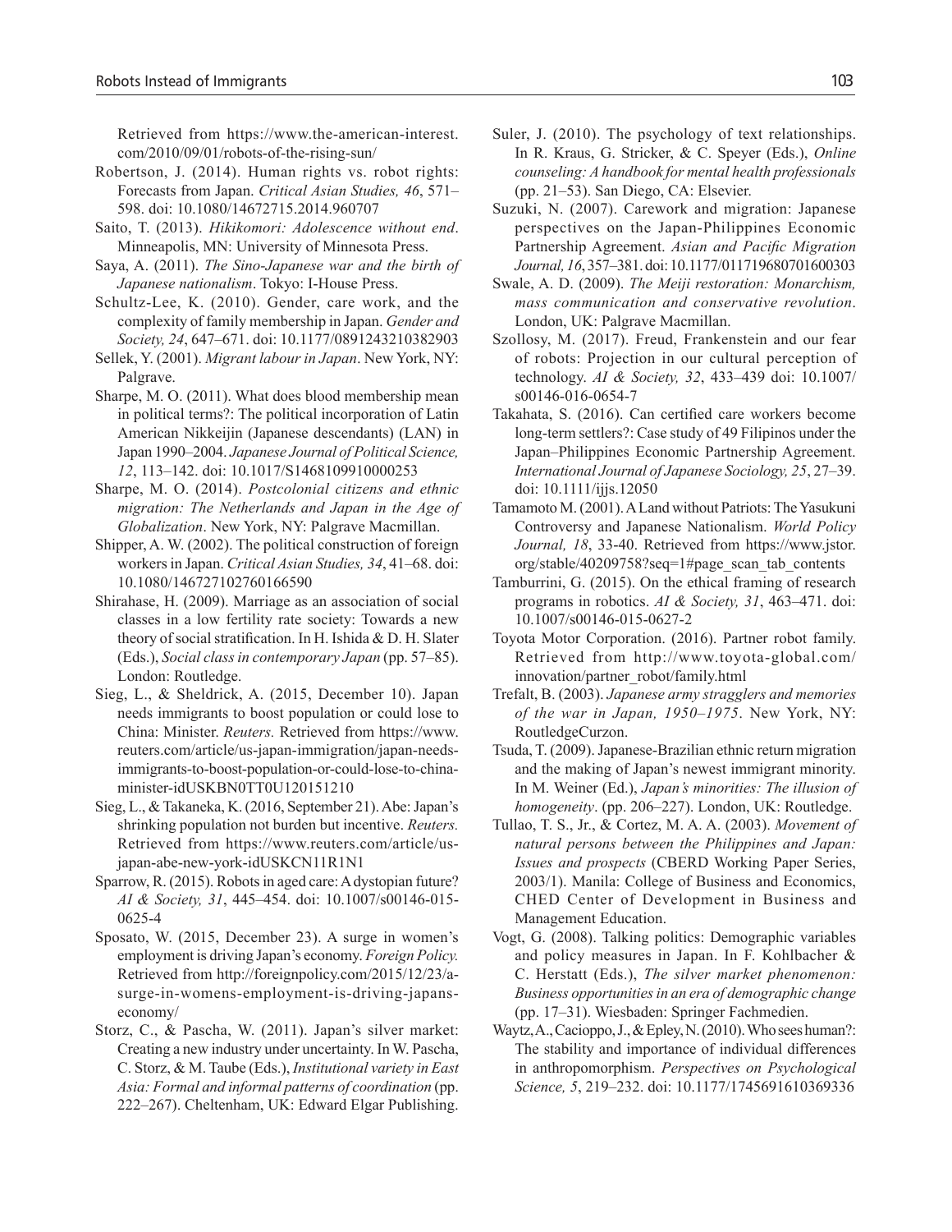Retrieved from https://www.the-american-interest.com/2010/09/01/robots-of-the-rising-sun/

Robertson, J. (2014). Human rights vs. robot rights: Forecasts from Japan. *Critical Asian Studies, 46*, 571–598. doi: 10.1080/14672715.2014.960707

Saito, T. (2013). *Hikikomori: Adolescence without end*. Minneapolis, MN: University of Minnesota Press.

Saya, A. (2011). *The Sino-Japanese war and the birth of Japanese nationalism*. Tokyo: I-House Press.

Schultz-Lee, K. (2010). Gender, care work, and the complexity of family membership in Japan. *Gender and Society, 24*, 647–671. doi: 10.1177/0891243210382903

Sellek, Y. (2001). *Migrant labour in Japan*. New York, NY: Palgrave.

Sharpe, M. O. (2011). What does blood membership mean in political terms?: The political incorporation of Latin American Nikkeijin (Japanese descendants) (LAN) in Japan 1990–2004. *Japanese Journal of Political Science, 12*, 113–142. doi: 10.1017/S1468109910000253

Sharpe, M. O. (2014). *Postcolonial citizens and ethnic migration: The Netherlands and Japan in the Age of Globalization*. New York, NY: Palgrave Macmillan.

Shipper, A. W. (2002). The political construction of foreign workers in Japan. *Critical Asian Studies, 34*, 41–68. doi: 10.1080/146727102760166590

Shirahase, H. (2009). Marriage as an association of social classes in a low fertility rate society: Towards a new theory of social stratification. In H. Ishida & D. H. Slater (Eds.), *Social class in contemporary Japan* (pp. 57–85). London: Routledge.

Sieg, L., & Sheldrick, A. (2015, December 10). Japan needs immigrants to boost population or could lose to China: Minister. *Reuters.* Retrieved from https://www.reuters.com/article/us-japan-immigration/japan-needs-immigrants-to-boost-population-or-could-lose-to-china-minister-idUSKBN0TT0U120151210

Sieg, L., & Takaneka, K. (2016, September 21). Abe: Japan's shrinking population not burden but incentive. *Reuters.* Retrieved from https://www.reuters.com/article/us-japan-abe-new-york-idUSKCN11R1N1

Sparrow, R. (2015). Robots in aged care: A dystopian future? *AI & Society, 31*, 445–454. doi: 10.1007/s00146-015-0625-4

Sposato, W. (2015, December 23). A surge in women's employment is driving Japan's economy. *Foreign Policy.* Retrieved from http://foreignpolicy.com/2015/12/23/a-surge-in-womens-employment-is-driving-japans-economy/

Storz, C., & Pascha, W. (2011). Japan's silver market: Creating a new industry under uncertainty. In W. Pascha, C. Storz, & M. Taube (Eds.), *Institutional variety in East Asia: Formal and informal patterns of coordination* (pp. 222–267). Cheltenham, UK: Edward Elgar Publishing.

Suler, J. (2010). The psychology of text relationships. In R. Kraus, G. Stricker, & C. Speyer (Eds.), *Online counseling: A handbook for mental health professionals* (pp. 21–53). San Diego, CA: Elsevier.

Suzuki, N. (2007). Carework and migration: Japanese perspectives on the Japan-Philippines Economic Partnership Agreement. *Asian and Pacific Migration Journal, 16*, 357–381. doi: 10.1177/011719680701600303

Swale, A. D. (2009). *The Meiji restoration: Monarchism, mass communication and conservative revolution*. London, UK: Palgrave Macmillan.

Szollosy, M. (2017). Freud, Frankenstein and our fear of robots: Projection in our cultural perception of technology. *AI & Society, 32*, 433–439 doi: 10.1007/s00146-016-0654-7

Takahata, S. (2016). Can certified care workers become long-term settlers?: Case study of 49 Filipinos under the Japan–Philippines Economic Partnership Agreement. *International Journal of Japanese Sociology, 25*, 27–39. doi: 10.1111/ijjs.12050

Tamamoto M. (2001). A Land without Patriots: The Yasukuni Controversy and Japanese Nationalism. *World Policy Journal, 18*, 33-40. Retrieved from https://www.jstor.org/stable/40209758?seq=1#page_scan_tab_contents

Tamburrini, G. (2015). On the ethical framing of research programs in robotics. *AI & Society, 31*, 463–471. doi: 10.1007/s00146-015-0627-2

Toyota Motor Corporation. (2016). Partner robot family. Retrieved from http://www.toyota-global.com/innovation/partner_robot/family.html

Trefalt, B. (2003). *Japanese army stragglers and memories of the war in Japan, 1950–1975*. New York, NY: RoutledgeCurzon.

Tsuda, T. (2009). Japanese-Brazilian ethnic return migration and the making of Japan's newest immigrant minority. In M. Weiner (Ed.), *Japan's minorities: The illusion of homogeneity*. (pp. 206–227). London, UK: Routledge.

Tullao, T. S., Jr., & Cortez, M. A. A. (2003). *Movement of natural persons between the Philippines and Japan: Issues and prospects* (CBERD Working Paper Series, 2003/1). Manila: College of Business and Economics, CHED Center of Development in Business and Management Education.

Vogt, G. (2008). Talking politics: Demographic variables and policy measures in Japan. In F. Kohlbacher & C. Herstatt (Eds.), *The silver market phenomenon: Business opportunities in an era of demographic change* (pp. 17–31). Wiesbaden: Springer Fachmedien.

Waytz, A., Cacioppo, J., & Epley, N. (2010). Who sees human?: The stability and importance of individual differences in anthropomorphism. *Perspectives on Psychological Science, 5*, 219–232. doi: 10.1177/1745691610369336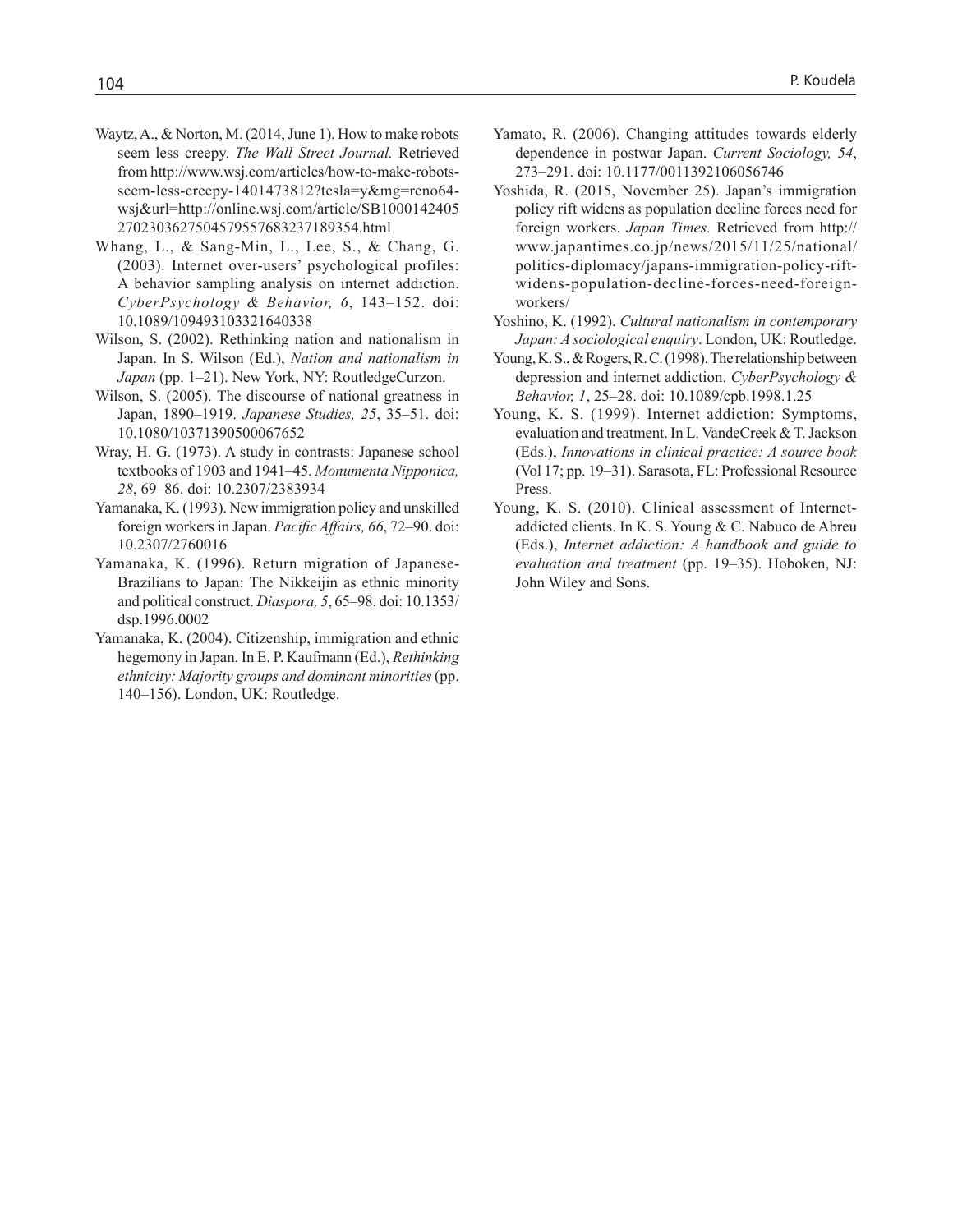Waytz, A., & Norton, M. (2014, June 1). How to make robots seem less creepy. *The Wall Street Journal.* Retrieved from http://www.wsj.com/articles/how-to-make-robots-seem-less-creepy-1401473812?tesla=y&mg=reno64-wsj&url=http://online.wsj.com/article/SB10001424052702303627504579557683237189354.html

Whang, L., & Sang-Min, L., Lee, S., & Chang, G. (2003). Internet over-users' psychological profiles: A behavior sampling analysis on internet addiction. *CyberPsychology & Behavior, 6*, 143–152. doi: 10.1089/109493103321640338

Wilson, S. (2002). Rethinking nation and nationalism in Japan. In S. Wilson (Ed.), *Nation and nationalism in Japan* (pp. 1–21). New York, NY: RoutledgeCurzon.

Wilson, S. (2005). The discourse of national greatness in Japan, 1890–1919. *Japanese Studies, 25*, 35–51. doi: 10.1080/10371390500067652

Wray, H. G. (1973). A study in contrasts: Japanese school textbooks of 1903 and 1941–45. *Monumenta Nipponica, 28*, 69–86. doi: 10.2307/2383934

Yamanaka, K. (1993). New immigration policy and unskilled foreign workers in Japan. *Pacific Affairs, 66*, 72–90. doi: 10.2307/2760016

Yamanaka, K. (1996). Return migration of Japanese-Brazilians to Japan: The Nikkeijin as ethnic minority and political construct. *Diaspora, 5*, 65–98. doi: 10.1353/dsp.1996.0002

Yamanaka, K. (2004). Citizenship, immigration and ethnic hegemony in Japan. In E. P. Kaufmann (Ed.), *Rethinking ethnicity: Majority groups and dominant minorities* (pp. 140–156). London, UK: Routledge.

Yamato, R. (2006). Changing attitudes towards elderly dependence in postwar Japan. *Current Sociology, 54*, 273–291. doi: 10.1177/0011392106056746

Yoshida, R. (2015, November 25). Japan's immigration policy rift widens as population decline forces need for foreign workers. *Japan Times.* Retrieved from http://www.japantimes.co.jp/news/2015/11/25/national/politics-diplomacy/japans-immigration-policy-rift-widens-population-decline-forces-need-foreign-workers/

Yoshino, K. (1992). *Cultural nationalism in contemporary Japan: A sociological enquiry*. London, UK: Routledge.

Young, K. S., & Rogers, R. C. (1998). The relationship between depression and internet addiction. *CyberPsychology & Behavior, 1*, 25–28. doi: 10.1089/cpb.1998.1.25

Young, K. S. (1999). Internet addiction: Symptoms, evaluation and treatment. In L. VandeCreek & T. Jackson (Eds.), *Innovations in clinical practice: A source book* (Vol 17; pp. 19–31). Sarasota, FL: Professional Resource Press.

Young, K. S. (2010). Clinical assessment of Internet-addicted clients. In K. S. Young & C. Nabuco de Abreu (Eds.), *Internet addiction: A handbook and guide to evaluation and treatment* (pp. 19–35). Hoboken, NJ: John Wiley and Sons.